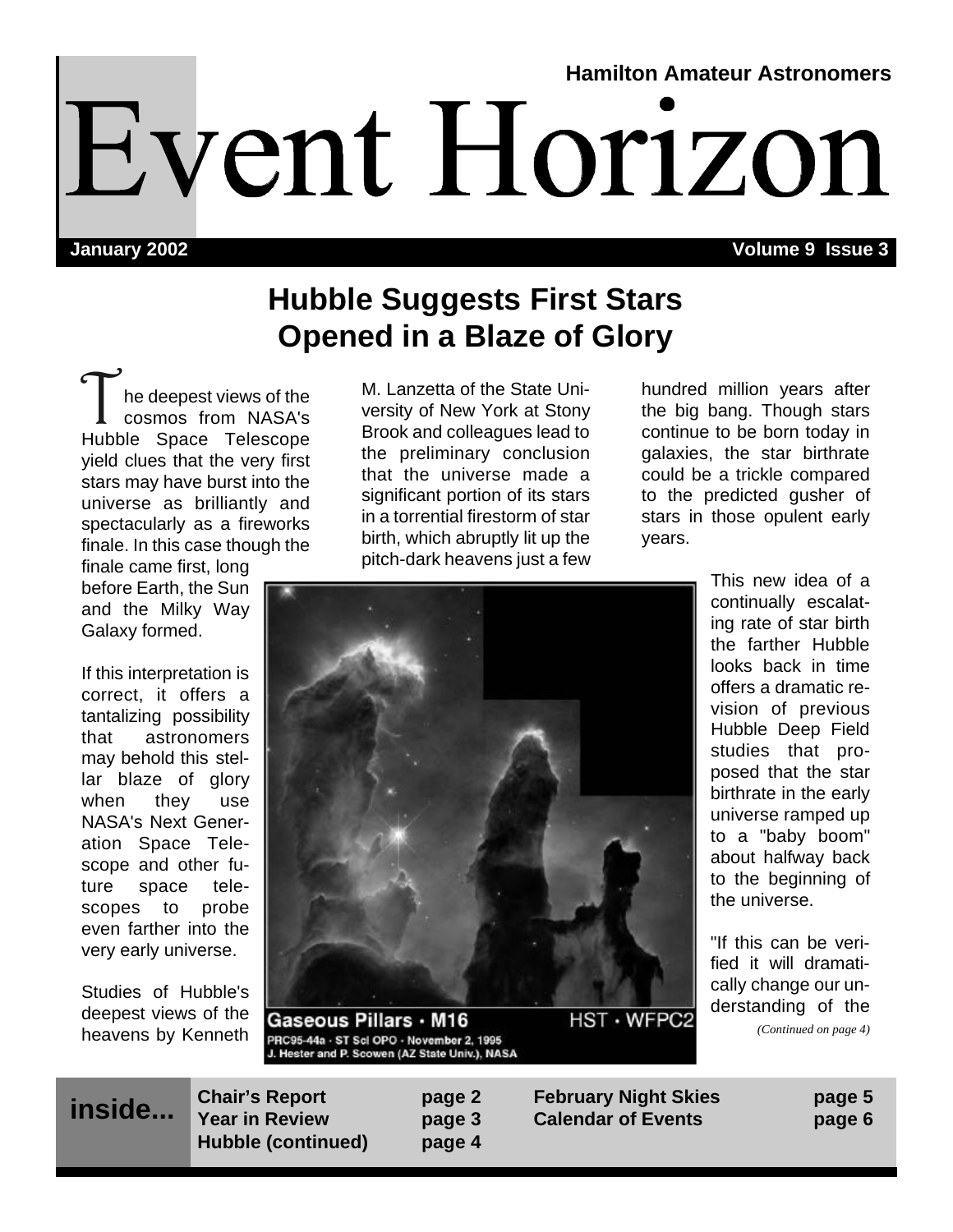Hamilton Amateur Astronomers

# Event Horizon

**January 2002** **Volume 9 Issue 3**

## Hubble Suggests First Stars Opened in a Blaze of Glory

The deepest views of the cosmos from NASA's Hubble Space Telescope yield clues that the very first stars may have burst into the universe as brilliantly and spectacularly as a fireworks finale. In this case though the finale came first, long before Earth, the Sun and the Milky Way Galaxy formed.

If this interpretation is correct, it offers a tantalizing possibility that astronomers may behold this stellar blaze of glory when they use NASA's Next Generation Space Telescope and other future space telescopes to probe even farther into the very early universe.

Studies of Hubble's deepest views of the heavens by Kenneth M. Lanzetta of the State University of New York at Stony Brook and colleagues lead to the preliminary conclusion that the universe made a significant portion of its stars in a torrential firestorm of star birth, which abruptly lit up the pitch-dark heavens just a few hundred million years after the big bang. Though stars continue to be born today in galaxies, the star birthrate could be a trickle compared to the predicted gusher of stars in those opulent early years.

Gaseous Pillars · M16 HST · WFPC2
PRC95-44a · ST Scl OPO · November 2, 1995
J. Hester and P. Scowen (AZ State Univ.), NASA

This new idea of a continually escalating rate of star birth the farther Hubble looks back in time offers a dramatic revision of previous Hubble Deep Field studies that proposed that the star birthrate in the early universe ramped up to a "baby boom" about halfway back to the beginning of the universe.

"If this can be verified it will dramatically change our understanding of the

*(Continued on page 4)*

**inside...**

| | |
|---|---|
| **Chair's Report** | **page 2** |
| **Year in Review** | **page 3** |
| **Hubble (continued)** | **page 4** |
| **February Night Skies** | **page 5** |
| **Calendar of Events** | **page 6** |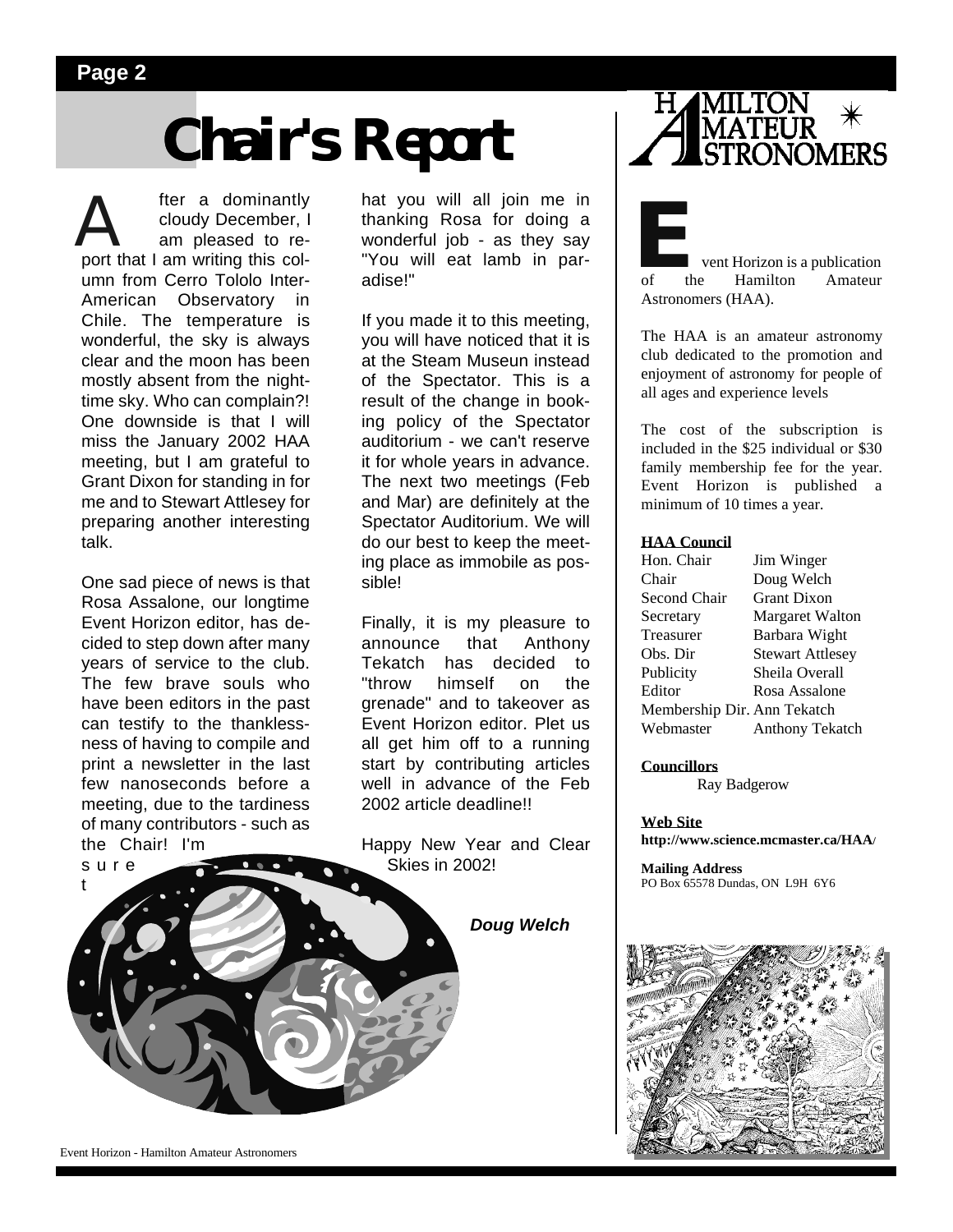# Chair's Report

After a dominantly cloudy December, I am pleased to report that I am writing this column from Cerro Tololo Inter-American Observatory in Chile. The temperature is wonderful, the sky is always clear and the moon has been mostly absent from the night-time sky. Who can complain?! One downside is that I will miss the January 2002 HAA meeting, but I am grateful to Grant Dixon for standing in for me and to Stewart Attlesey for preparing another interesting talk.

One sad piece of news is that Rosa Assalone, our longtime Event Horizon editor, has decided to step down after many years of service to the club. The few brave souls who have been editors in the past can testify to the thanklessness of having to compile and print a newsletter in the last few nanoseconds before a meeting, due to the tardiness of many contributors - such as the Chair! I'm sure that you will all join me in thanking Rosa for doing a wonderful job - as they say "You will eat lamb in paradise!"

If you made it to this meeting, you will have noticed that it is at the Steam Museun instead of the Spectator. This is a result of the change in booking policy of the Spectator auditorium - we can't reserve it for whole years in advance. The next two meetings (Feb and Mar) are definitely at the Spectator Auditorium. We will do our best to keep the meeting place as immobile as possible!

Finally, it is my pleasure to announce that Anthony Tekatch has decided to "throw himself on the grenade" and to takeover as Event Horizon editor. Plet us all get him off to a running start by contributing articles well in advance of the Feb 2002 article deadline!!

Happy New Year and Clear Skies in 2002!

***Doug Welch***

HAMILTON AMATEUR ASTRONOMERS

Event Horizon is a publication of the Hamilton Amateur Astronomers (HAA).

The HAA is an amateur astronomy club dedicated to the promotion and enjoyment of astronomy for people of all ages and experience levels

The cost of the subscription is included in the $25 individual or $30 family membership fee for the year. Event Horizon is published a minimum of 10 times a year.

**HAA Council**

| | |
|---|---|
| Hon. Chair | Jim Winger |
| Chair | Doug Welch |
| Second Chair | Grant Dixon |
| Secretary | Margaret Walton |
| Treasurer | Barbara Wight |
| Obs. Dir | Stewart Attlesey |
| Publicity | Sheila Overall |
| Editor | Rosa Assalone |
| Membership Dir. | Ann Tekatch |
| Webmaster | Anthony Tekatch |

**Councillors**

Ray Badgerow

**Web Site**

**http://www.science.mcmaster.ca/HAA/**

**Mailing Address**

PO Box 65578 Dundas, ON L9H 6Y6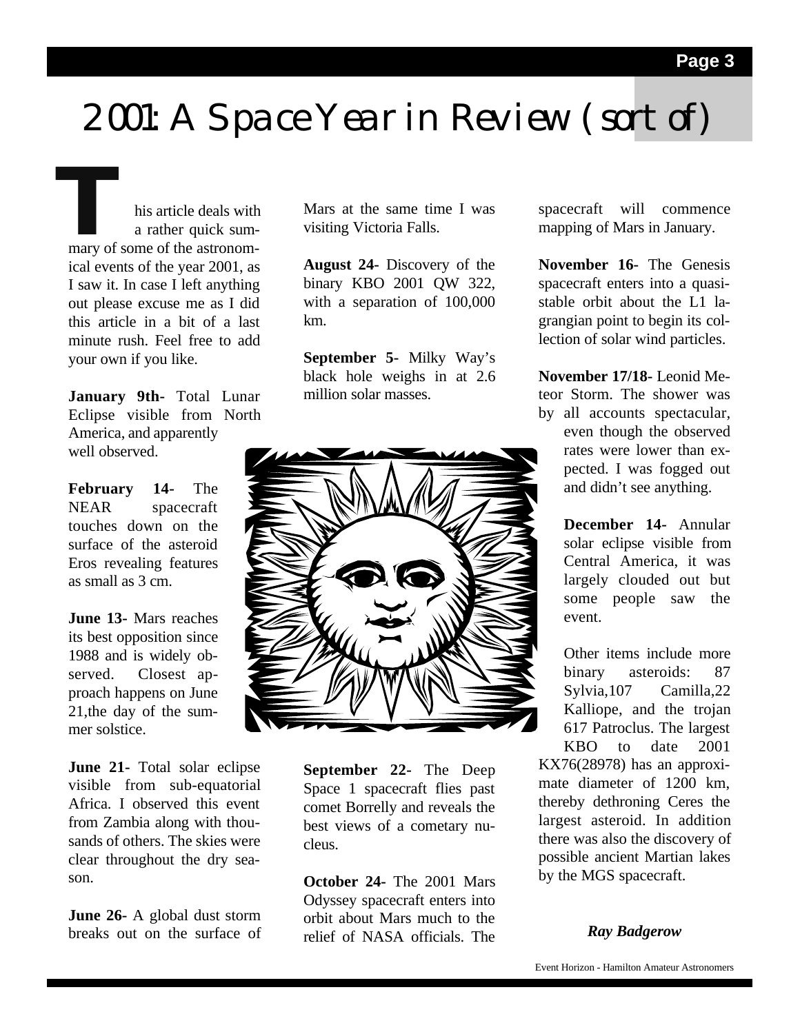# 2001: A Space Year in Review (sort of)

This article deals with a rather quick summary of some of the astronomical events of the year 2001, as I saw it. In case I left anything out please excuse me as I did this article in a bit of a last minute rush. Feel free to add your own if you like.

**January 9th-** Total Lunar Eclipse visible from North America, and apparently well observed.

**February 14-** The NEAR spacecraft touches down on the surface of the asteroid Eros revealing features as small as 3 cm.

**June 13-** Mars reaches its best opposition since 1988 and is widely observed. Closest approach happens on June 21,the day of the summer solstice.

**June 21-** Total solar eclipse visible from sub-equatorial Africa. I observed this event from Zambia along with thousands of others. The skies were clear throughout the dry season.

**June 26-** A global dust storm breaks out on the surface of Mars at the same time I was visiting Victoria Falls.

**August 24-** Discovery of the binary KBO 2001 QW 322, with a separation of 100,000 km.

**September 5-** Milky Way's black hole weighs in at 2.6 million solar masses.

**September 22-** The Deep Space 1 spacecraft flies past comet Borrelly and reveals the best views of a cometary nucleus.

**October 24-** The 2001 Mars Odyssey spacecraft enters into orbit about Mars much to the relief of NASA officials. The spacecraft will commence mapping of Mars in January.

**November 16-** The Genesis spacecraft enters into a quasi-stable orbit about the L1 lagrangian point to begin its collection of solar wind particles.

**November 17/18-** Leonid Meteor Storm. The shower was by all accounts spectacular, even though the observed rates were lower than expected. I was fogged out and didn't see anything.

**December 14-** Annular solar eclipse visible from Central America, it was largely clouded out but some people saw the event.

Other items include more binary asteroids: 87 Sylvia,107 Camilla,22 Kalliope, and the trojan 617 Patroclus. The largest KBO to date 2001 KX76(28978) has an approximate diameter of 1200 km, thereby dethroning Ceres the largest asteroid. In addition there was also the discovery of possible ancient Martian lakes by the MGS spacecraft.

***Ray Badgerow***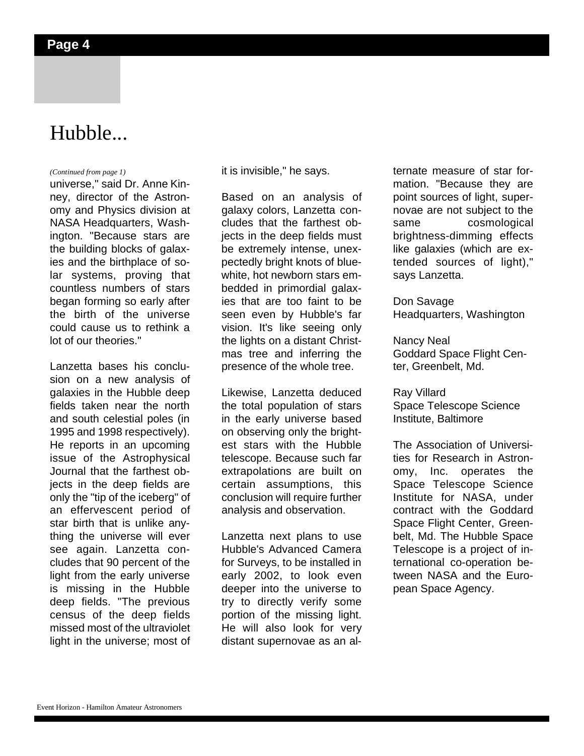# Hubble...

*(Continued from page 1)*

universe," said Dr. Anne Kinney, director of the Astronomy and Physics division at NASA Headquarters, Washington. "Because stars are the building blocks of galaxies and the birthplace of solar systems, proving that countless numbers of stars began forming so early after the birth of the universe could cause us to rethink a lot of our theories."

Lanzetta bases his conclusion on a new analysis of galaxies in the Hubble deep fields taken near the north and south celestial poles (in 1995 and 1998 respectively). He reports in an upcoming issue of the Astrophysical Journal that the farthest objects in the deep fields are only the "tip of the iceberg" of an effervescent period of star birth that is unlike anything the universe will ever see again. Lanzetta concludes that 90 percent of the light from the early universe is missing in the Hubble deep fields. "The previous census of the deep fields missed most of the ultraviolet light in the universe; most of it is invisible," he says.

Based on an analysis of galaxy colors, Lanzetta concludes that the farthest objects in the deep fields must be extremely intense, unexpectedly bright knots of blue-white, hot newborn stars embedded in primordial galaxies that are too faint to be seen even by Hubble's far vision. It's like seeing only the lights on a distant Christmas tree and inferring the presence of the whole tree.

Likewise, Lanzetta deduced the total population of stars in the early universe based on observing only the brightest stars with the Hubble telescope. Because such far extrapolations are built on certain assumptions, this conclusion will require further analysis and observation.

Lanzetta next plans to use Hubble's Advanced Camera for Surveys, to be installed in early 2002, to look even deeper into the universe to try to directly verify some portion of the missing light. He will also look for very distant supernovae as an alternate measure of star formation. "Because they are point sources of light, supernovae are not subject to the same cosmological brightness-dimming effects like galaxies (which are extended sources of light)," says Lanzetta.

Don Savage
Headquarters, Washington

Nancy Neal
Goddard Space Flight Center, Greenbelt, Md.

Ray Villard
Space Telescope Science Institute, Baltimore

The Association of Universities for Research in Astronomy, Inc. operates the Space Telescope Science Institute for NASA, under contract with the Goddard Space Flight Center, Greenbelt, Md. The Hubble Space Telescope is a project of international co-operation between NASA and the European Space Agency.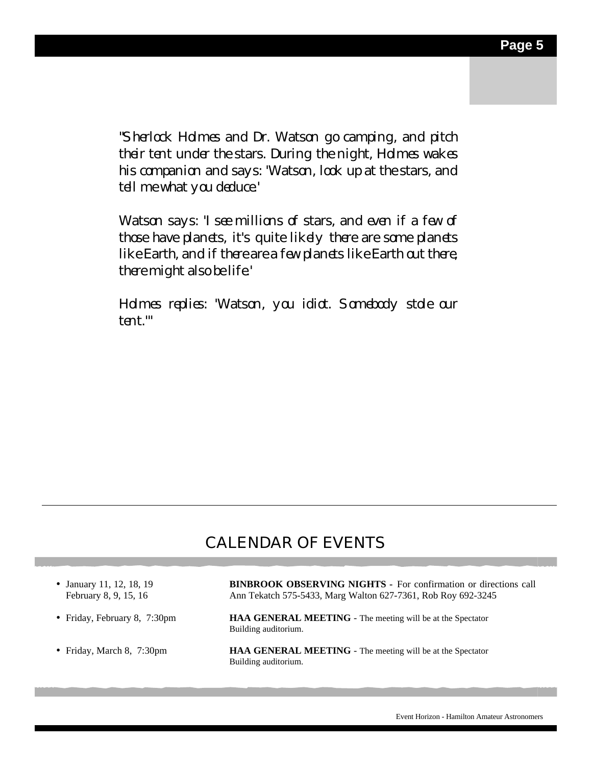"Sherlock Holmes and Dr. Watson go camping, and pitch their tent under the stars. During the night, Holmes wakes his companion and says: 'Watson, look up at the stars, and tell me what you deduce.'

Watson says: 'I see millions of stars, and even if a few of those have planets, it's quite likely there are some planets like Earth, and if there are a few planets like Earth out there, there might also be life.'

Holmes replies: 'Watson, you idiot. Somebody stole our tent.'"

---

## CALENDAR OF EVENTS

- January 11, 12, 18, 19
  February 8, 9, 15, 16 — **BINBROOK OBSERVING NIGHTS** - For confirmation or directions call Ann Tekatch 575-5433, Marg Walton 627-7361, Rob Roy 692-3245
- Friday, February 8, 7:30pm — **HAA GENERAL MEETING** - The meeting will be at the Spectator Building auditorium.
- Friday, March 8, 7:30pm — **HAA GENERAL MEETING** - The meeting will be at the Spectator Building auditorium.